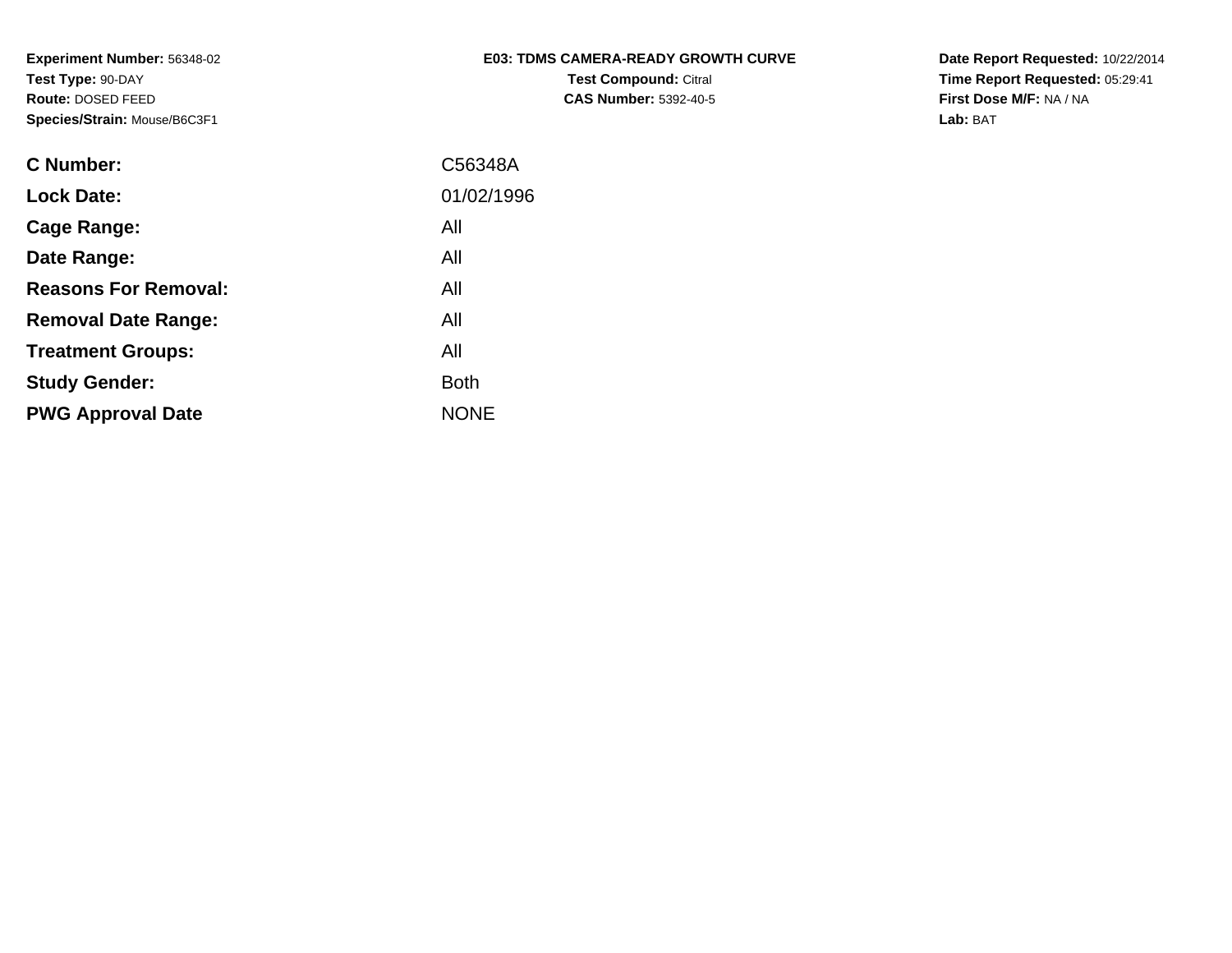**Experiment Number:** 56348-02
**Test Type:** 90-DAY
**Route:** DOSED FEED
**Species/Strain:** Mouse/B6C3F1

**E03: TDMS CAMERA-READY GROWTH CURVE**
**Test Compound:** Citral
**CAS Number:** 5392-40-5

**Date Report Requested:** 10/22/2014
**Time Report Requested:** 05:29:41
**First Dose M/F:** NA / NA
**Lab:** BAT

| | |
|---|---|
| **C Number:** | C56348A |
| **Lock Date:** | 01/02/1996 |
| **Cage Range:** | All |
| **Date Range:** | All |
| **Reasons For Removal:** | All |
| **Removal Date Range:** | All |
| **Treatment Groups:** | All |
| **Study Gender:** | Both |
| **PWG Approval Date** | NONE |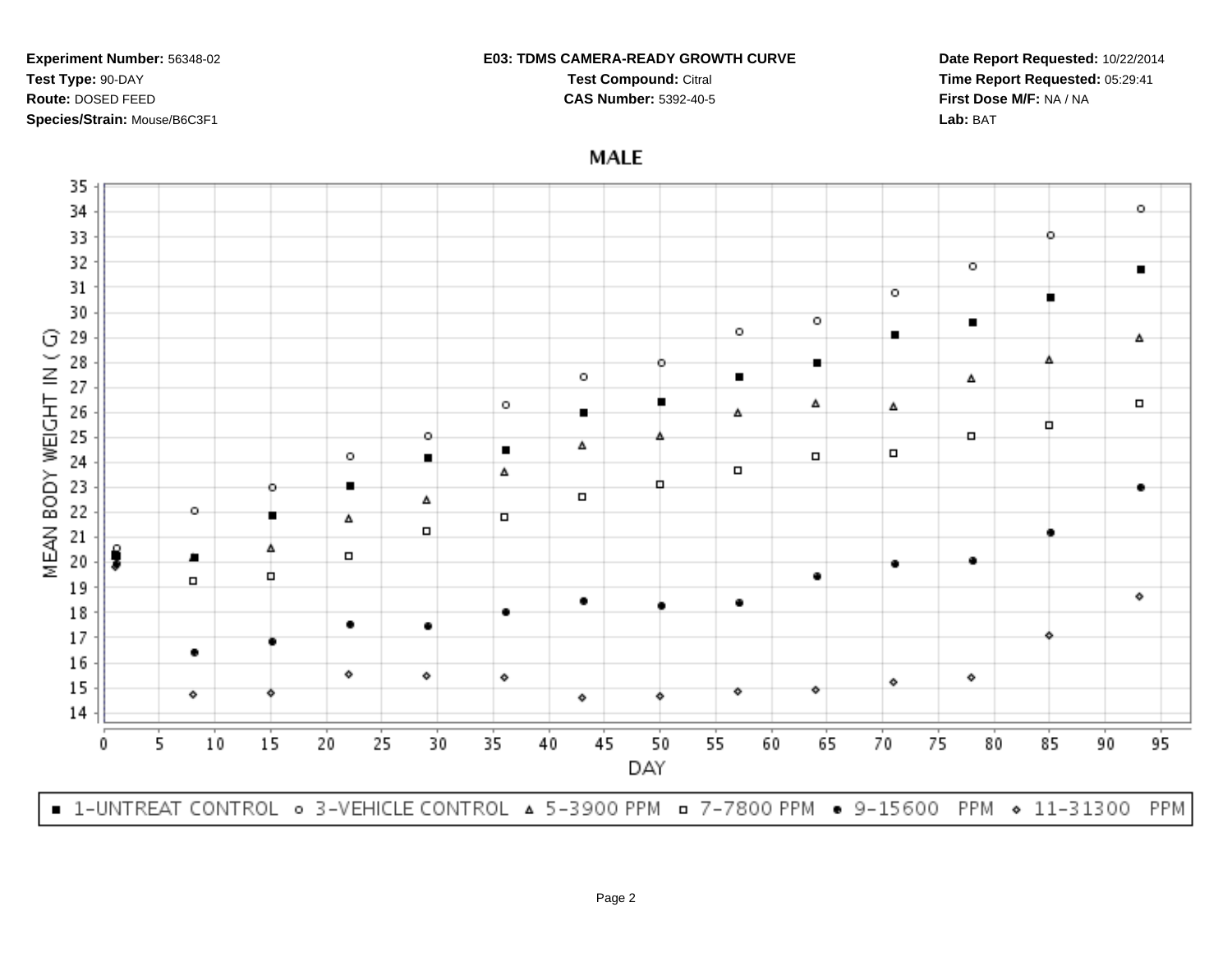**Experiment Number:** 56348-02
**Test Type:** 90-DAY
**Route:** DOSED FEED
**Species/Strain:** Mouse/B6C3F1

**E03: TDMS CAMERA-READY GROWTH CURVE**
**Test Compound:** Citral
**CAS Number:** 5392-40-5

**Date Report Requested:** 10/22/2014
**Time Report Requested:** 05:29:41
**First Dose M/F:** NA / NA
**Lab:** BAT

MALE

MEAN BODY WEIGHT IN ( G)

35
34
33
32
31
30
29
28
27
26
25
24
23
22
21
20
19
18
17
16
15
14

0 5 10 15 20 25 30 35 40 45 50 55 60 65 70 75 80 85 90 95

DAY

■ 1-UNTREAT CONTROL ○ 3-VEHICLE CONTROL △ 5-3900 PPM □ 7-7800 PPM ● 9-15600 PPM ◇ 11-31300 PPM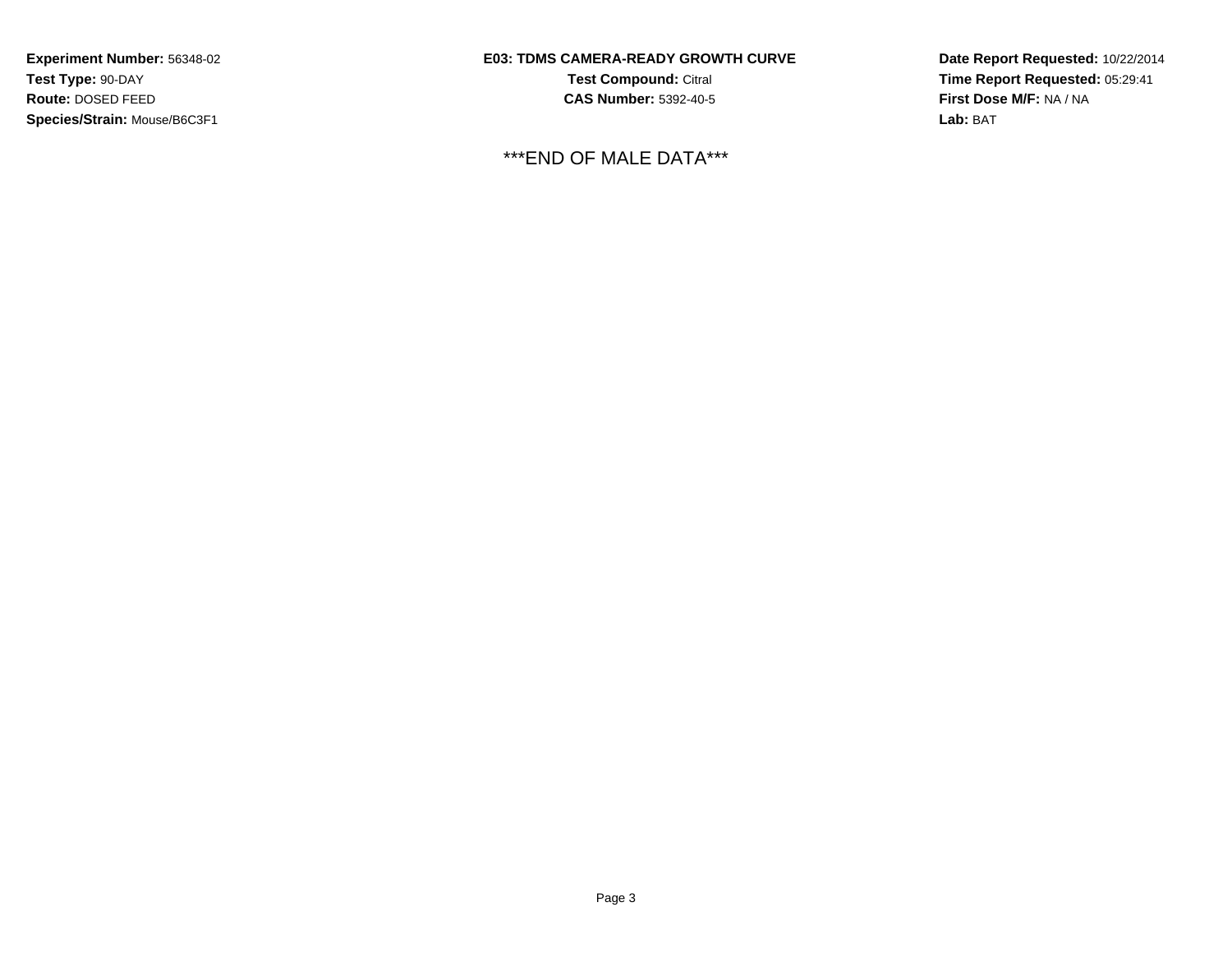**Experiment Number:** 56348-02
**Test Type:** 90-DAY
**Route:** DOSED FEED
**Species/Strain:** Mouse/B6C3F1

**E03: TDMS CAMERA-READY GROWTH CURVE**
**Test Compound:** Citral
**CAS Number:** 5392-40-5

**Date Report Requested:** 10/22/2014
**Time Report Requested:** 05:29:41
**First Dose M/F:** NA / NA
**Lab:** BAT

\*\*\*END OF MALE DATA\*\*\*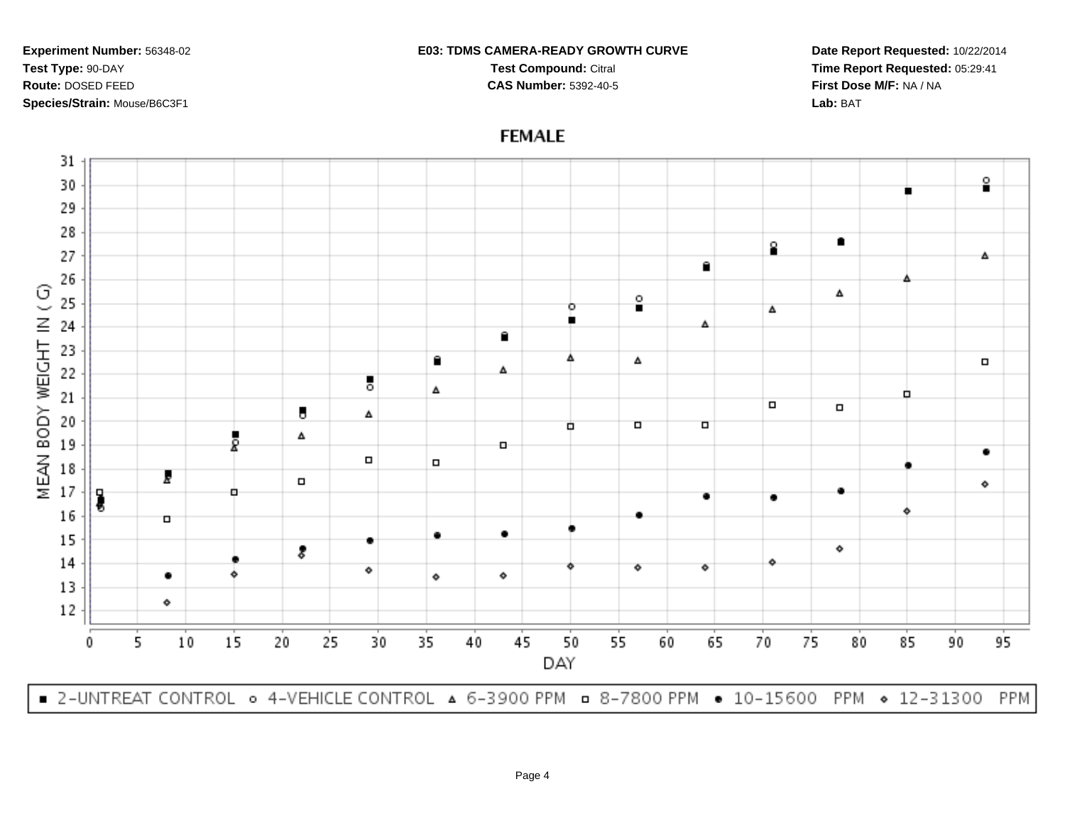**Experiment Number:** 56348-02
**Test Type:** 90-DAY
**Route:** DOSED FEED
**Species/Strain:** Mouse/B6C3F1

**E03: TDMS CAMERA-READY GROWTH CURVE**
**Test Compound:** Citral
**CAS Number:** 5392-40-5

**Date Report Requested:** 10/22/2014
**Time Report Requested:** 05:29:41
**First Dose M/F:** NA / NA
**Lab:** BAT

FEMALE

MEAN BODY WEIGHT IN ( G)

31
30
29
28
27
26
25
24
23
22
21
20
19
18
17
16
15
14
13
12

DAY

0 5 10 15 20 25 30 35 40 45 50 55 60 65 70 75 80 85 90 95

■ 2-UNTREAT CONTROL ○ 4-VEHICLE CONTROL △ 6-3900 PPM □ 8-7800 PPM ● 10-15600 PPM ◇ 12-31300 PPM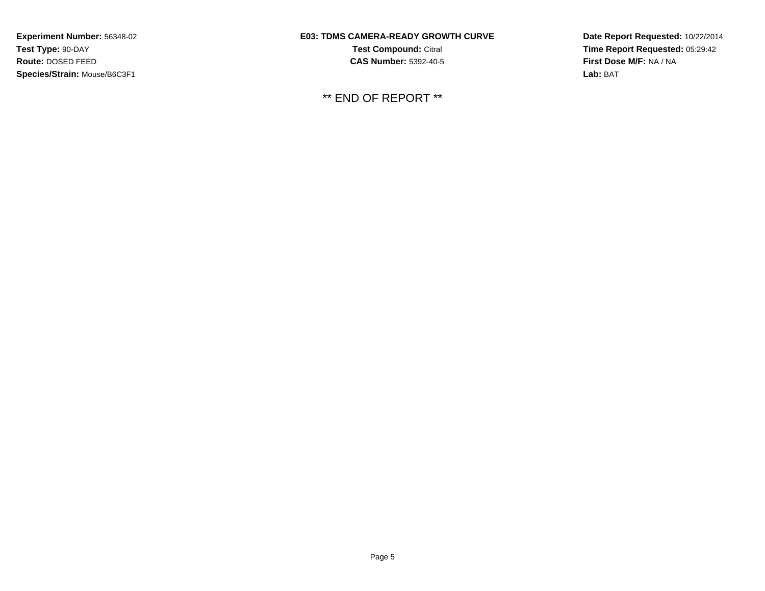**Experiment Number:** 56348-02
**Test Type:** 90-DAY
**Route:** DOSED FEED
**Species/Strain:** Mouse/B6C3F1

**E03: TDMS CAMERA-READY GROWTH CURVE**
**Test Compound:** Citral
**CAS Number:** 5392-40-5

**Date Report Requested:** 10/22/2014
**Time Report Requested:** 05:29:42
**First Dose M/F:** NA / NA
**Lab:** BAT

** END OF REPORT **